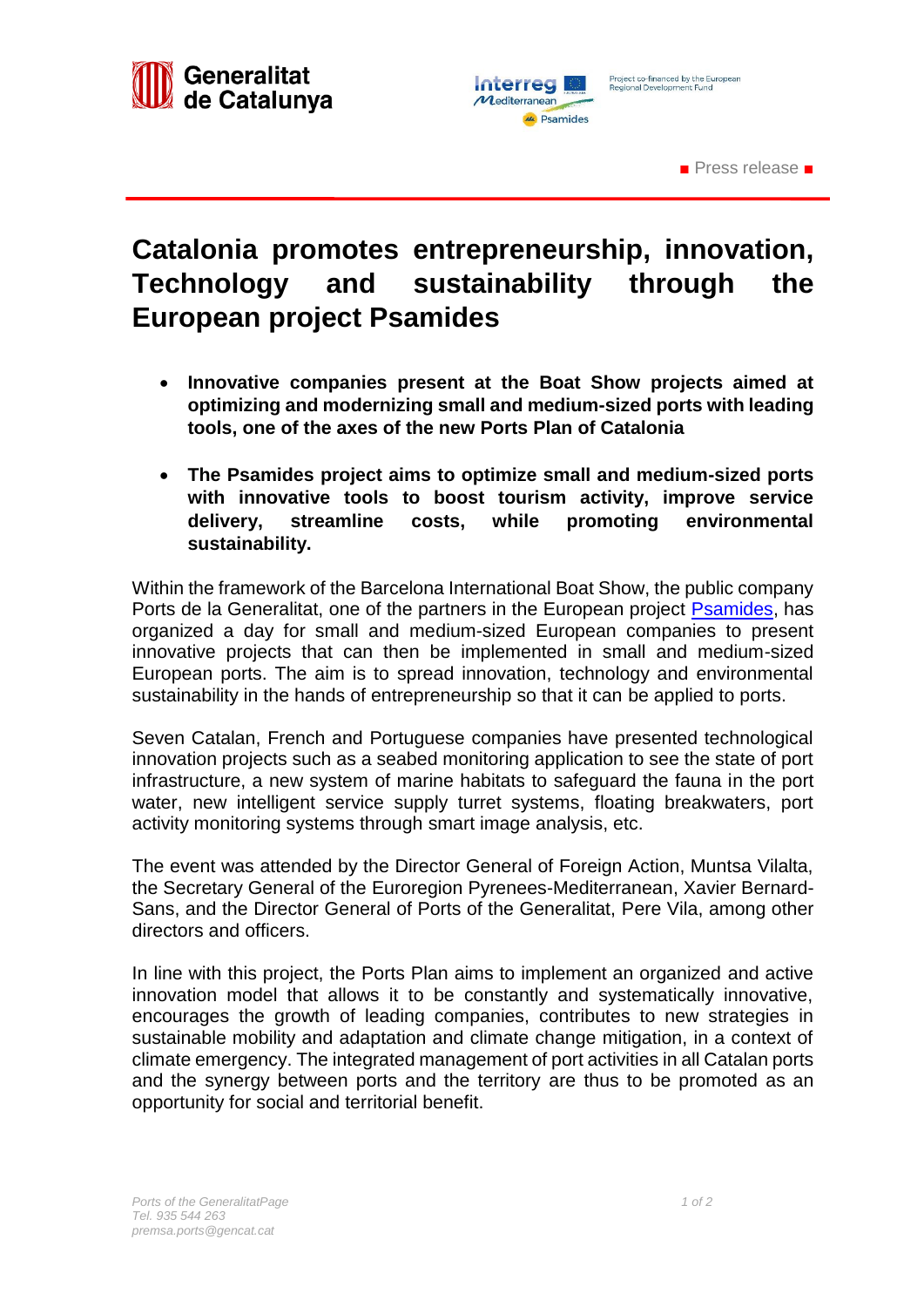■ Press release ■

# Catalonia promotes entrepreneurship, innovation, Technology and sustainability through the European project Psamides

- **Innovative companies present at the Boat Show projects aimed at optimizing and modernizing small and medium-sized ports with leading tools, one of the axes of the new Ports Plan of Catalonia**

- **The Psamides project aims to optimize small and medium-sized ports with innovative tools to boost tourism activity, improve service delivery, streamline costs, while promoting environmental sustainability.**

Within the framework of the Barcelona International Boat Show, the public company Ports de la Generalitat, one of the partners in the European project Psamides, has organized a day for small and medium-sized European companies to present innovative projects that can then be implemented in small and medium-sized European ports. The aim is to spread innovation, technology and environmental sustainability in the hands of entrepreneurship so that it can be applied to ports.

Seven Catalan, French and Portuguese companies have presented technological innovation projects such as a seabed monitoring application to see the state of port infrastructure, a new system of marine habitats to safeguard the fauna in the port water, new intelligent service supply turret systems, floating breakwaters, port activity monitoring systems through smart image analysis, etc.

The event was attended by the Director General of Foreign Action, Muntsa Vilalta, the Secretary General of the Euroregion Pyrenees-Mediterranean, Xavier Bernard-Sans, and the Director General of Ports of the Generalitat, Pere Vila, among other directors and officers.

In line with this project, the Ports Plan aims to implement an organized and active innovation model that allows it to be constantly and systematically innovative, encourages the growth of leading companies, contributes to new strategies in sustainable mobility and adaptation and climate change mitigation, in a context of climate emergency. The integrated management of port activities in all Catalan ports and the synergy between ports and the territory are thus to be promoted as an opportunity for social and territorial benefit.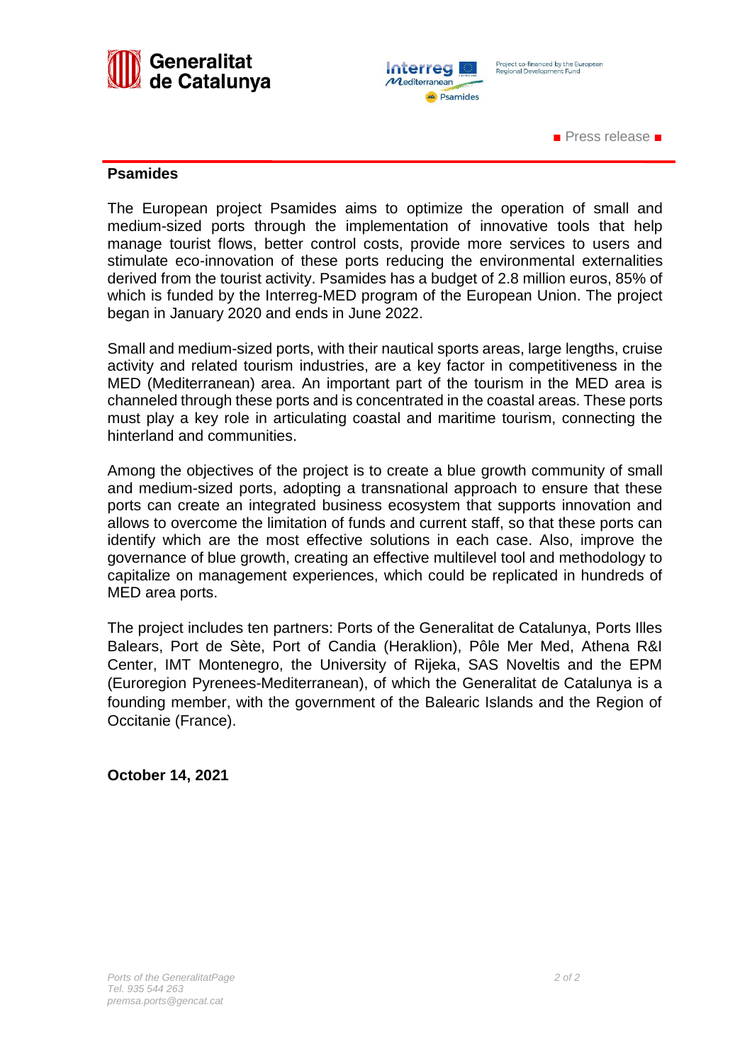■ Press release ■

## Psamides

The European project Psamides aims to optimize the operation of small and medium-sized ports through the implementation of innovative tools that help manage tourist flows, better control costs, provide more services to users and stimulate eco-innovation of these ports reducing the environmental externalities derived from the tourist activity. Psamides has a budget of 2.8 million euros, 85% of which is funded by the Interreg-MED program of the European Union. The project began in January 2020 and ends in June 2022.

Small and medium-sized ports, with their nautical sports areas, large lengths, cruise activity and related tourism industries, are a key factor in competitiveness in the MED (Mediterranean) area. An important part of the tourism in the MED area is channeled through these ports and is concentrated in the coastal areas. These ports must play a key role in articulating coastal and maritime tourism, connecting the hinterland and communities.

Among the objectives of the project is to create a blue growth community of small and medium-sized ports, adopting a transnational approach to ensure that these ports can create an integrated business ecosystem that supports innovation and allows to overcome the limitation of funds and current staff, so that these ports can identify which are the most effective solutions in each case. Also, improve the governance of blue growth, creating an effective multilevel tool and methodology to capitalize on management experiences, which could be replicated in hundreds of MED area ports.

The project includes ten partners: Ports of the Generalitat de Catalunya, Ports Illes Balears, Port de Sète, Port of Candia (Heraklion), Pôle Mer Med, Athena R&I Center, IMT Montenegro, the University of Rijeka, SAS Noveltis and the EPM (Euroregion Pyrenees-Mediterranean), of which the Generalitat de Catalunya is a founding member, with the government of the Balearic Islands and the Region of Occitanie (France).

**October 14, 2021**

*Ports of the Generalitat*
*Tel. 935 544 263*
*premsa.ports@gencat.cat*